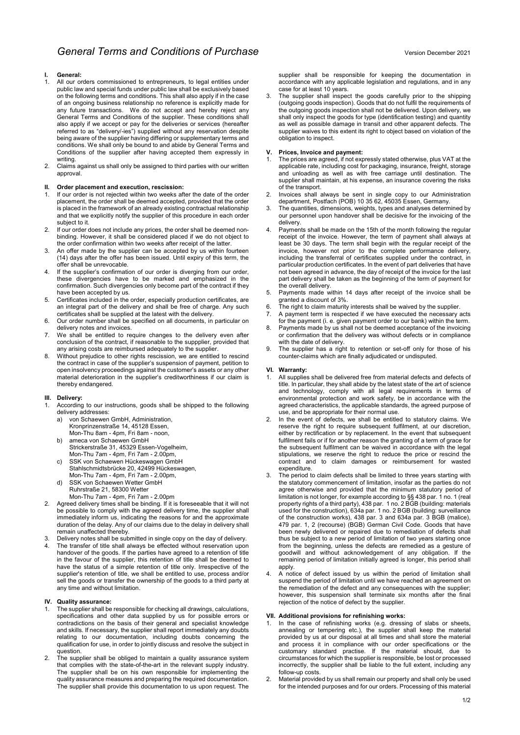# General Terms and Conditions of Purchase

Version December 2021

## I. General:

1. All our orders commissioned to entrepreneurs, to legal entities under public law and special funds under public law shall be exclusively based on the following terms and conditions. This shall also apply if in the case of an ongoing business relationship no reference is explicitly made for any future transactions. We do not accept and hereby reject any General Terms and Conditions of the supplier. These conditions shall also apply if we accept or pay for the deliveries or services (hereafter referred to as "delivery/-ies") supplied without any reservation despite being aware of the supplier having differing or supplementary terms and conditions. We shall only be bound to and abide by General Terms and Conditions of the supplier after having accepted them expressly in writing.
2. Claims against us shall only be assigned to third parties with our written approval.

## II. Order placement and execution, rescission:

1. If our order is not rejected within two weeks after the date of the order placement, the order shall be deemed accepted, provided that the order is placed in the framework of an already existing contractual relationship and that we explicitly notify the supplier of this procedure in each order subject to it.
2. If our order does not include any prices, the order shall be deemed non-binding. However, it shall be considered placed if we do not object to the order confirmation within two weeks after receipt of the latter.
3. An offer made by the supplier can be accepted by us within fourteen (14) days after the offer has been issued. Until expiry of this term, the offer shall be unrevocable.
4. If the supplier's confirmation of our order is diverging from our order, these divergencies have to be marked and emphasized in the confirmation. Such divergencies only become part of the contract if they have been accepted by us.
5. Certificates included in the order, especially production certificates, are an integral part of the delivery and shall be free of charge. Any such certificates shall be supplied at the latest with the delivery.
6. Our order number shall be specified on all documents, in particular on delivery notes and invoices.
7. We shall be entitled to require changes to the delivery even after conclusion of the contract, if reasonable to the suppplier, provided that any arising costs are reimbursed adequately to the supplier.
8. Without prejudice to other rights rescission, we are entitled to rescind the contract in case of the supplier's suspension of payment, petition to open insolvency proceedings against the customer's assets or any other material deterioration in the supplier's creditworthiness if our claim is thereby endangered.

## III. Delivery:

1. According to our instructions, goods shall be shipped to the following delivery addresses:
   a) von Schaewen GmbH, Administration,
   Kronprinzenstraße 14, 45128 Essen,
   Mon-Thu 8am - 4pm, Fri 8am - noon,
   b) ameca von Schaewen GmbH
   Strickerstraße 31, 45329 Essen-Vogelheim,
   Mon-Thu 7am - 4pm, Fri 7am - 2.00pm,
   c) SSK von Schaewen Hückeswagen GmbH
   Stahlschmidtsbrücke 20, 42499 Hückeswagen,
   Mon-Thu 7am - 4pm, Fri 7am - 2.00pm,
   d) SSK von Schaewen Wetter GmbH
   Ruhrstraße 21, 58300 Wetter
   Mon-Thu 7am - 4pm, Fri 7am - 2.00pm
2. Agreed delivery times shall be binding. If it is foreseeable that it will not be possible to comply with the agreed delivery time, the supplier shall immediately inform us, indicating the reasons for and the approximate duration of the delay. Any of our claims due to the delay in delivery shall remain unaffected thereby.
3. Delivery notes shall be submitted in single copy on the day of delivery.
4. The transfer of title shall always be effected without reservation upon handover of the goods. If the parties have agreed to a retention of title in the favour of the supplier, this retention of title shall be deemed to have the status of a simple retention of title only. Irrespective of the supplier's retention of title, we shall be entitled to use, process and/or sell the goods or transfer the ownership of the goods to a third party at any time and without limitation.

## IV. Quality assurance:

1. The supplier shall be responsible for checking all drawings, calculations, specifications and other data supplied by us for possible errors or contradictions on the basis of their general and specialist knowledge and skills. If necessary, the supplier shall report immediately any doubts relating to our documentation, including doubts concerning the qualification for use, in order to jointly discuss and resolve the subject in question.
2. The supplier shall be obliged to maintain a quality assurance system that complies with the state-of-the-art in the relevant supply industry. The supplier shall be on his own responsible for implementing the quality assurance measures and preparing the required documentation. The supplier shall provide this documentation to us upon request. The supplier shall be responsible for keeping the documentation in accordance with any applicable legislation and regulations, and in any case for at least 10 years.
3. The supplier shall inspect the goods carefully prior to the shipping (outgoing goods inspection). Goods that do not fulfil the requirements of the outgoing goods inspection shall not be delivered. Upon delivery, we shall only inspect the goods for type (identification testing) and quantity as well as possible damage in transit and other apparent defects. The supplier waives to this extent its right to object based on violation of the obligation to inspect.

## V. Prices, Invoice and payment:

1. The prices are agreed, if not expressly stated otherwise, plus VAT at the applicable rate, including cost for packaging, insurance, freight, storage and unloading as well as with free carriage until destination. The supplier shall maintain, at his expense, an insurance covering the risks of the transport.
2. Invoices shall always be sent in single copy to our Administration department, Postfach (POB) 10 35 62, 45035 Essen, Germany.
3. The quantities, dimensions, weights, types and analyses determined by our personnel upon handover shall be decisive for the invoicing of the delivery.
4. Payments shall be made on the 15th of the month following the regular receipt of the invoice. However, the term of payment shall always at least be 30 days. The term shall begin with the regular receipt of the invoice, however not prior to the complete performance delivery, including the transferral of certificates supplied under the contract, in particular production certificates. In the event of part deliveries that have not been agreed in advance, the day of receipt of the invoice for the last part delivery shall be taken as the beginning of the term of payment for the overall delivery.
5. Payments made within 14 days after receipt of the invoice shall be granted a discount of 3%.
6. The right to claim maturity interests shall be waived by the supplier.
7. A payment term is respected if we have executed the necessary acts for the payment (i. e. given payment order to our bank) within the term.
8. Payments made by us shall not be deemed acceptance of the invoicing or confirmation that the delivery was without defects or in compliance with the date of delivery.
9. The supplier has a right to retention or set-off only for those of his counter-claims which are finally adjudicated or undisputed.

## VI. Warranty:

1. All supplies shall be delivered free from material defects and defects of title. In particular, they shall abide by the latest state of the art of science and technology, comply with all legal requirements in terms of environmental protection and work safety, be in accordance with the agreed characteristics, the applicable standards, the agreed purpose of use, and be appropriate for their normal use.
2. In the event of defects, we shall be entitled to statutory claims. We reserve the right to require subsequent fulfilment, at our discretion, either by rectification or by replacement. In the event that subsequent fulfilment fails or if for another reason the granting of a term of grace for the subsequent fulfilment can be waived in accordance with the legal stipulations, we reserve the right to reduce the price or rescind the contract and to claim damages or reimbursement for wasted expenditure.
3. The period to claim defects shall be limited to three years starting with the statutory commencement of limitation, insofar as the parties do not agree otherwise and provided that the minimum statutory period of limitation is not longer, for example according to §§ 438 par. 1 no. 1 (real property rights of a third party), 438 par. 1 no. 2 BGB (building: materials used for the construction), 634a par. 1 no. 2 BGB (building: surveillance of the construction works), 438 par. 3 and 634a par. 3 BGB (malice), 479 par. 1, 2 (recourse) (BGB) German Civil Code. Goods that have been newly delivered or repaired due to remediation of defects shall thus be subject to a new period of limitation of two years starting once from the beginning, unless the defects are remedied as a gesture of goodwill and without acknowledgement of any obligation. If the remaining period of limitation initially agreed is longer, this period shall apply.
4. A notice of defect issued by us within the period of limitation shall suspend the period of limitation until we have reached an agreement on the remediation of the defect and any consequences with the supplier; however, this suspension shall terminate six months after the final rejection of the notice of defect by the supplier.

## VII. Additional provisions for refinishing works:

1. In the case of refinishing works (e.g. dressing of slabs or sheets, annealing or tempering etc.), the supplier shall keep the material provided by us at our disposal at all times and shall store the material and process it in compliance with our order specifications or the customary standard practise. If the material should, due to circumstances for which the supplier is responsible, be lost or processed incorrectly, the supplier shall be liable to the full extent, including any follow-up costs.
2. Material provided by us shall remain our property and shall only be used for the intended purposes and for our orders. Processing of this material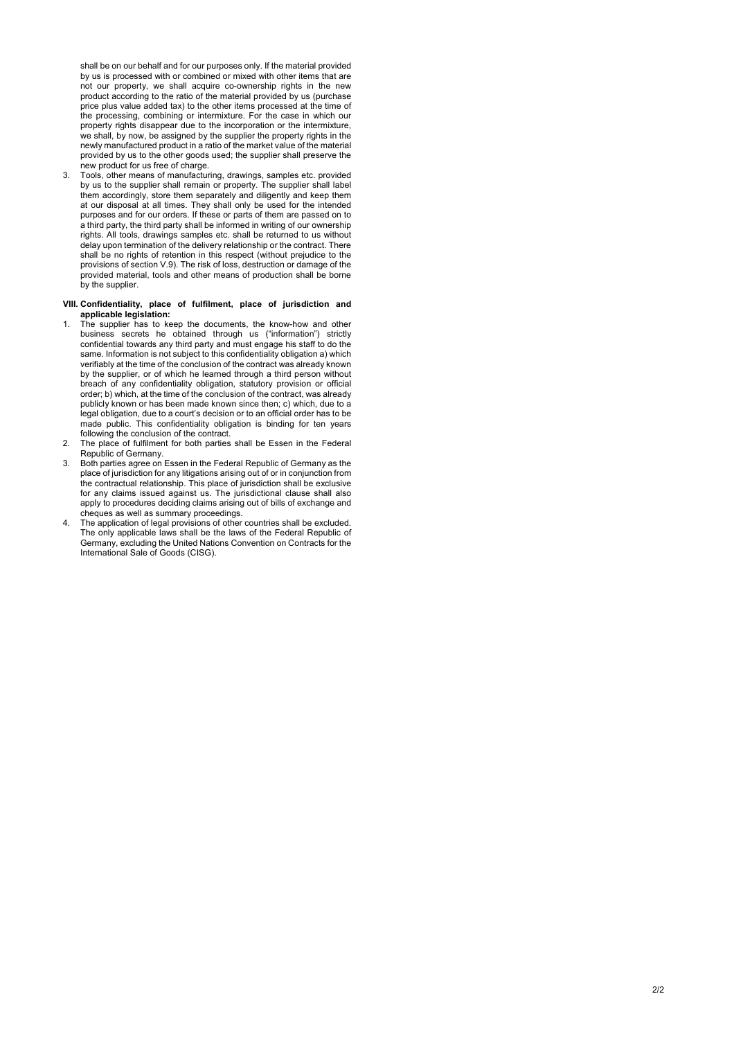shall be on our behalf and for our purposes only. If the material provided by us is processed with or combined or mixed with other items that are not our property, we shall acquire co-ownership rights in the new product according to the ratio of the material provided by us (purchase price plus value added tax) to the other items processed at the time of the processing, combining or intermixture. For the case in which our property rights disappear due to the incorporation or the intermixture, we shall, by now, be assigned by the supplier the property rights in the newly manufactured product in a ratio of the market value of the material provided by us to the other goods used; the supplier shall preserve the new product for us free of charge.

3. Tools, other means of manufacturing, drawings, samples etc. provided by us to the supplier shall remain or property. The supplier shall label them accordingly, store them separately and diligently and keep them at our disposal at all times. They shall only be used for the intended purposes and for our orders. If these or parts of them are passed on to a third party, the third party shall be informed in writing of our ownership rights. All tools, drawings samples etc. shall be returned to us without delay upon termination of the delivery relationship or the contract. There shall be no rights of retention in this respect (without prejudice to the provisions of section V.9). The risk of loss, destruction or damage of the provided material, tools and other means of production shall be borne by the supplier.

**VIII. Confidentiality, place of fulfilment, place of jurisdiction and applicable legislation:**

1. The supplier has to keep the documents, the know-how and other business secrets he obtained through us ("information") strictly confidential towards any third party and must engage his staff to do the same. Information is not subject to this confidentiality obligation a) which verifiably at the time of the conclusion of the contract was already known by the supplier, or of which he learned through a third person without breach of any confidentiality obligation, statutory provision or official order; b) which, at the time of the conclusion of the contract, was already publicly known or has been made known since then; c) which, due to a legal obligation, due to a court's decision or to an official order has to be made public. This confidentiality obligation is binding for ten years following the conclusion of the contract.
2. The place of fulfilment for both parties shall be Essen in the Federal Republic of Germany.
3. Both parties agree on Essen in the Federal Republic of Germany as the place of jurisdiction for any litigations arising out of or in conjunction from the contractual relationship. This place of jurisdiction shall be exclusive for any claims issued against us. The jurisdictional clause shall also apply to procedures deciding claims arising out of bills of exchange and cheques as well as summary proceedings.
4. The application of legal provisions of other countries shall be excluded. The only applicable laws shall be the laws of the Federal Republic of Germany, excluding the United Nations Convention on Contracts for the International Sale of Goods (CISG).